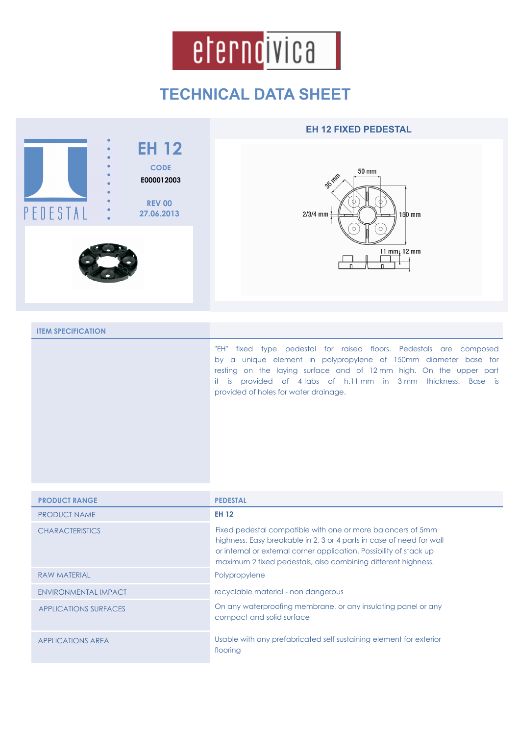eternoivica

# TECHNICAL DATA SHEET

PEDESTAL

## EH 12

CODE
**E000012003**

REV 00
27.06.2013

### EH 12 FIXED PEDESTAL

50 mm
35 mm
2/3/4 mm
150 mm
11 mm
12 mm

### ITEM SPECIFICATION

"EH" fixed type pedestal for raised floors. Pedestals are composed by a unique element in polypropylene of 150mm diameter base for resting on the laying surface and of 12 mm high. On the upper part it is provided of 4 tabs of h.11 mm in 3 mm thickness. Base is provided of holes for water drainage.

| PRODUCT RANGE | PEDESTAL |
|---|---|
| PRODUCT NAME | **EH 12** |
| CHARACTERISTICS | Fixed pedestal compatible with one or more balancers of 5mm highness. Easy breakable in 2, 3 or 4 parts in case of need for wall or internal or external corner application. Possibility of stack up maximum 2 fixed pedestals, also combining different highness. |
| RAW MATERIAL | Polypropylene |
| ENVIRONMENTAL IMPACT | recyclable material - non dangerous |
| APPLICATIONS SURFACES | On any waterproofing membrane, or any insulating panel or any compact and solid surface |
| APPLICATIONS AREA | Usable with any prefabricated self sustaining element for exterior flooring |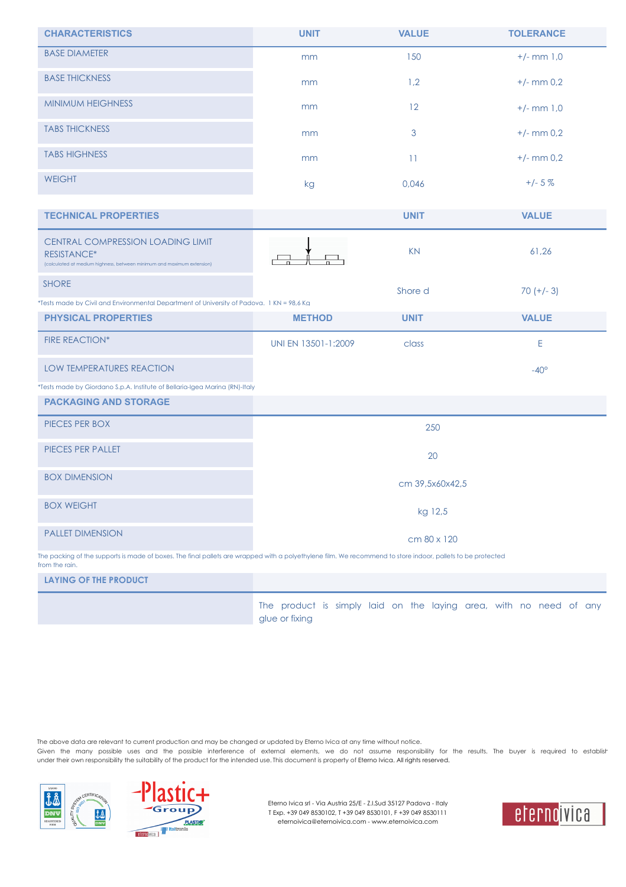| CHARACTERISTICS | UNIT | VALUE | TOLERANCE |
|---|---|---|---|
| BASE DIAMETER | mm | 150 | +/- mm 1,0 |
| BASE THICKNESS | mm | 1,2 | +/- mm 0,2 |
| MINIMUM HEIGHNESS | mm | 12 | +/- mm 1,0 |
| TABS THICKNESS | mm | 3 | +/- mm 0,2 |
| TABS HIGHNESS | mm | 11 | +/- mm 0,2 |
| WEIGHT | kg | 0,046 | +/- 5 % |

| TECHNICAL PROPERTIES | | UNIT | VALUE |
|---|---|---|---|
| CENTRAL COMPRESSION LOADING LIMIT RESISTANCE* (calculated at medium highness, between minimum and maximum extension) | | KN | 61,26 |
| SHORE | | Shore d | 70 (+/- 3) |

*Tests made by Civil and Environmental Department of University of Padova. 1 KN = 98,6 Kg

| PHYSICAL PROPERTIES | METHOD | UNIT | VALUE |
|---|---|---|---|
| FIRE REACTION* | UNI EN 13501-1:2009 | class | E |
| LOW TEMPERATURES REACTION | | | -40° |

*Tests made by Giordano S.p.A. Institute of Bellaria-Igea Marina (RN)-Italy

| PACKAGING AND STORAGE | |
|---|---|
| PIECES PER BOX | 250 |
| PIECES PER PALLET | 20 |
| BOX DIMENSION | cm 39,5x60x42,5 |
| BOX WEIGHT | kg 12,5 |
| PALLET DIMENSION | cm 80 x 120 |

The packing of the supports is made of boxes. The final pallets are wrapped with a polyethylene film. We recommend to store indoor, pallets to be protected from the rain.

| LAYING OF THE PRODUCT | |
|---|---|
| | The product is simply laid on the laying area, with no need of any glue or fixing |

The above data are relevant to current production and may be changed or updated by Eterno Ivica at any time without notice.
Given the many possible uses and the possible interference of external elements, we do not assume responsibility for the results. The buyer is required to establish under their own responsibility the suitability of the product for the intended use. This document is property of Eterno Ivica. All rights reserved.

Eterno Ivica srl - Via Austria 25/E - Z.I.Sud 35127 Padova - Italy
T Exp. +39 049 8530102, T +39 049 8530101, F +39 049 8530111
eternoivica@eternoivica.com - www.eternoivica.com